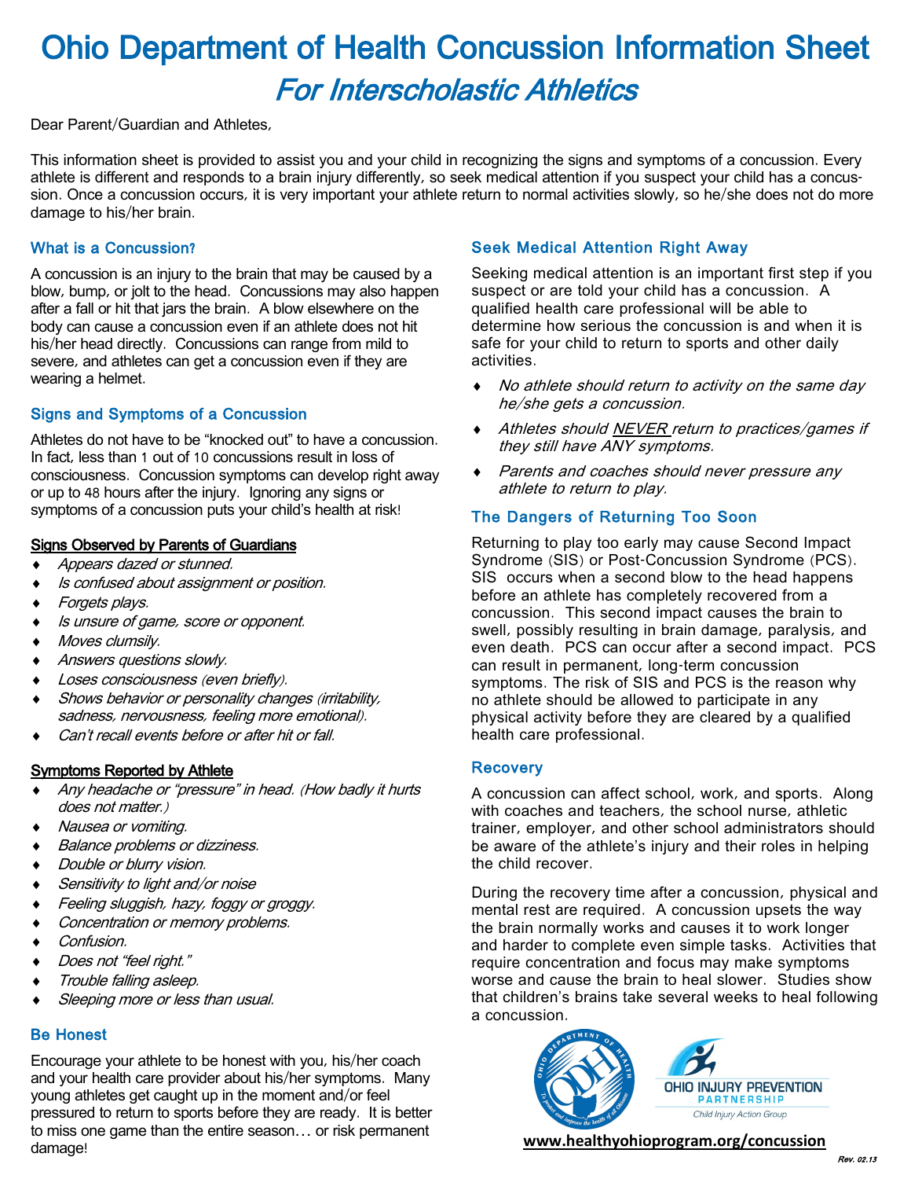# Ohio Department of Health Concussion Information Sheet

## *For Interscholastic Athletics*

Dear Parent/Guardian and Athletes,

This information sheet is provided to assist you and your child in recognizing the signs and symptoms of a concussion. Every athlete is different and responds to a brain injury differently, so seek medical attention if you suspect your child has a concussion. Once a concussion occurs, it is very important your athlete return to normal activities slowly, so he/she does not do more damage to his/her brain.

### What is a Concussion?

A concussion is an injury to the brain that may be caused by a blow, bump, or jolt to the head. Concussions may also happen after a fall or hit that jars the brain. A blow elsewhere on the body can cause a concussion even if an athlete does not hit his/her head directly. Concussions can range from mild to severe, and athletes can get a concussion even if they are wearing a helmet.

### Signs and Symptoms of a Concussion

Athletes do not have to be "knocked out" to have a concussion. In fact, less than 1 out of 10 concussions result in loss of consciousness. Concussion symptoms can develop right away or up to 48 hours after the injury. Ignoring any signs or symptoms of a concussion puts your child's health at risk!

**Signs Observed by Parents of Guardians**

- *Appears dazed or stunned.*
- *Is confused about assignment or position.*
- *Forgets plays.*
- *Is unsure of game, score or opponent.*
- *Moves clumsily.*
- *Answers questions slowly.*
- *Loses consciousness (even briefly).*
- *Shows behavior or personality changes (irritability, sadness, nervousness, feeling more emotional).*
- *Can't recall events before or after hit or fall.*

**Symptoms Reported by Athlete**

- *Any headache or "pressure" in head. (How badly it hurts does not matter.)*
- *Nausea or vomiting.*
- *Balance problems or dizziness.*
- *Double or blurry vision.*
- *Sensitivity to light and/or noise*
- *Feeling sluggish, hazy, foggy or groggy.*
- *Concentration or memory problems.*
- *Confusion.*
- *Does not "feel right."*
- *Trouble falling asleep.*
- *Sleeping more or less than usual.*

### Be Honest

Encourage your athlete to be honest with you, his/her coach and your health care provider about his/her symptoms. Many young athletes get caught up in the moment and/or feel pressured to return to sports before they are ready. It is better to miss one game than the entire season… or risk permanent damage!

### Seek Medical Attention Right Away

Seeking medical attention is an important first step if you suspect or are told your child has a concussion. A qualified health care professional will be able to determine how serious the concussion is and when it is safe for your child to return to sports and other daily activities.

- *No athlete should return to activity on the same day he/she gets a concussion.*
- *Athletes should NEVER return to practices/games if they still have ANY symptoms.*
- *Parents and coaches should never pressure any athlete to return to play.*

### The Dangers of Returning Too Soon

Returning to play too early may cause Second Impact Syndrome (SIS) or Post-Concussion Syndrome (PCS). SIS occurs when a second blow to the head happens before an athlete has completely recovered from a concussion. This second impact causes the brain to swell, possibly resulting in brain damage, paralysis, and even death. PCS can occur after a second impact. PCS can result in permanent, long-term concussion symptoms. The risk of SIS and PCS is the reason why no athlete should be allowed to participate in any physical activity before they are cleared by a qualified health care professional.

### Recovery

A concussion can affect school, work, and sports. Along with coaches and teachers, the school nurse, athletic trainer, employer, and other school administrators should be aware of the athlete's injury and their roles in helping the child recover.

During the recovery time after a concussion, physical and mental rest are required. A concussion upsets the way the brain normally works and causes it to work longer and harder to complete even simple tasks. Activities that require concentration and focus may make symptoms worse and cause the brain to heal slower. Studies show that children's brains take several weeks to heal following a concussion.

Ohio Injury Prevention Partnership — Child Injury Action Group

**www.healthyohioprogram.org/concussion**

*Rev. 02.13*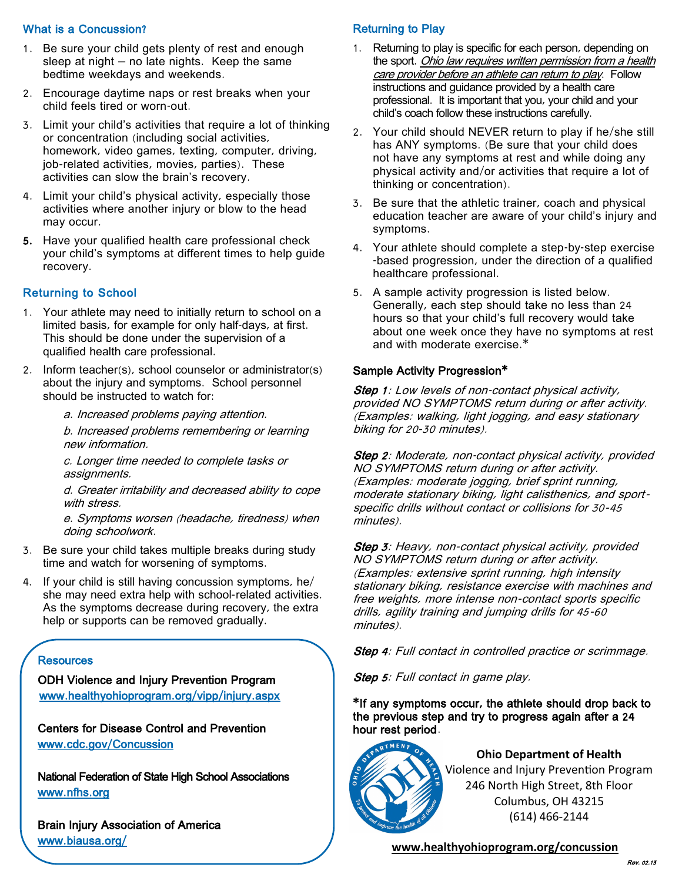## What is a Concussion?

1. Be sure your child gets plenty of rest and enough sleep at night – no late nights. Keep the same bedtime weekdays and weekends.
2. Encourage daytime naps or rest breaks when your child feels tired or worn-out.
3. Limit your child's activities that require a lot of thinking or concentration (including social activities, homework, video games, texting, computer, driving, job-related activities, movies, parties). These activities can slow the brain's recovery.
4. Limit your child's physical activity, especially those activities where another injury or blow to the head may occur.
5. Have your qualified health care professional check your child's symptoms at different times to help guide recovery.

## Returning to School

1. Your athlete may need to initially return to school on a limited basis, for example for only half-days, at first. This should be done under the supervision of a qualified health care professional.
2. Inform teacher(s), school counselor or administrator(s) about the injury and symptoms. School personnel should be instructed to watch for:

   *a. Increased problems paying attention.*

   *b. Increased problems remembering or learning new information.*

   *c. Longer time needed to complete tasks or assignments.*

   *d. Greater irritability and decreased ability to cope with stress.*

   *e. Symptoms worsen (headache, tiredness) when doing schoolwork.*

3. Be sure your child takes multiple breaks during study time and watch for worsening of symptoms.
4. If your child is still having concussion symptoms, he/she may need extra help with school-related activities. As the symptoms decrease during recovery, the extra help or supports can be removed gradually.

### Resources

**ODH Violence and Injury Prevention Program**
www.healthyohioprogram.org/vipp/injury.aspx

**Centers for Disease Control and Prevention**
www.cdc.gov/Concussion

**National Federation of State High School Associations**
www.nfhs.org

**Brain Injury Association of America**
www.biausa.org/

## Returning to Play

1. Returning to play is specific for each person, depending on the sport. *Ohio law requires written permission from a health care provider before an athlete can return to play*. Follow instructions and guidance provided by a health care professional. It is important that you, your child and your child's coach follow these instructions carefully.
2. Your child should NEVER return to play if he/she still has ANY symptoms. (Be sure that your child does not have any symptoms at rest and while doing any physical activity and/or activities that require a lot of thinking or concentration).
3. Be sure that the athletic trainer, coach and physical education teacher are aware of your child's injury and symptoms.
4. Your athlete should complete a step-by-step exercise-based progression, under the direction of a qualified healthcare professional.
5. A sample activity progression is listed below. Generally, each step should take no less than 24 hours so that your child's full recovery would take about one week once they have no symptoms at rest and with moderate exercise.*

### Sample Activity Progression*

***Step 1***: *Low levels of non-contact physical activity, provided NO SYMPTOMS return during or after activity. (Examples: walking, light jogging, and easy stationary biking for 20-30 minutes).*

***Step 2***: *Moderate, non-contact physical activity, provided NO SYMPTOMS return during or after activity. (Examples: moderate jogging, brief sprint running, moderate stationary biking, light calisthenics, and sport-specific drills without contact or collisions for 30-45 minutes).*

***Step 3***: *Heavy, non-contact physical activity, provided NO SYMPTOMS return during or after activity. (Examples: extensive sprint running, high intensity stationary biking, resistance exercise with machines and free weights, more intense non-contact sports specific drills, agility training and jumping drills for 45-60 minutes).*

***Step 4***: *Full contact in controlled practice or scrimmage.*

***Step 5***: *Full contact in game play.*

**\*If any symptoms occur, the athlete should drop back to the previous step and try to progress again after a 24 hour rest period.**

**Ohio Department of Health**
Violence and Injury Prevention Program
246 North High Street, 8th Floor
Columbus, OH 43215
(614) 466-2144

**www.healthyohioprogram.org/concussion**

*Rev. 02.13*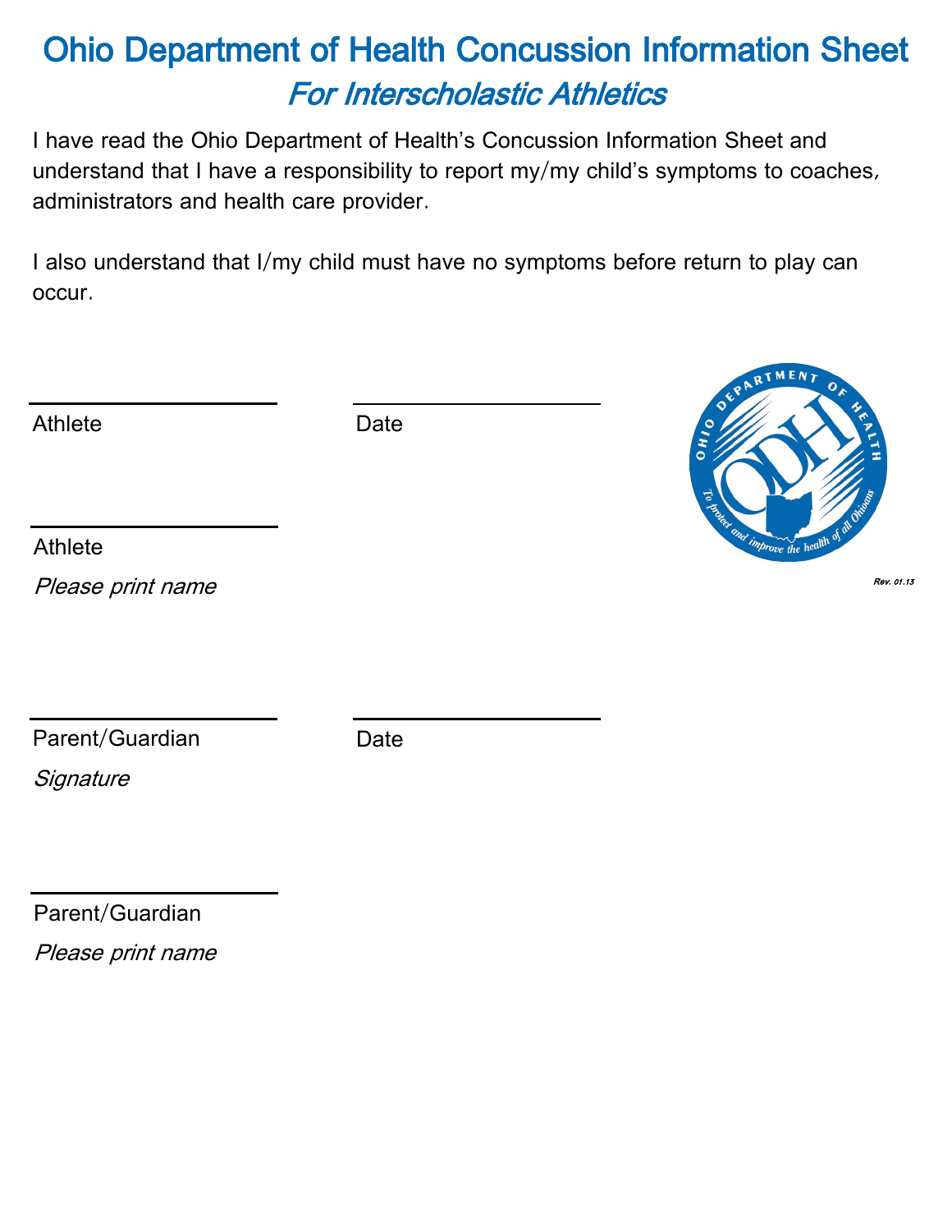# Ohio Department of Health Concussion Information Sheet

## *For Interscholastic Athletics*

I have read the Ohio Department of Health's Concussion Information Sheet and understand that I have a responsibility to report my/my child's symptoms to coaches, administrators and health care provider.

I also understand that I/my child must have no symptoms before return to play can occur.

\_\_\_\_\_\_\_\_\_\_\_\_\_\_\_\_\_\_\_\_\_\_\_\_\_\_\_\_\_\_ \_\_\_\_\_\_\_\_\_\_\_\_\_\_\_\_\_\_\_\_\_\_\_\_\_\_\_\_\_\_
Athlete Date

\_\_\_\_\_\_\_\_\_\_\_\_\_\_\_\_\_\_\_\_\_\_\_\_\_\_\_\_\_\_
Athlete
*Please print name*

\_\_\_\_\_\_\_\_\_\_\_\_\_\_\_\_\_\_\_\_\_\_\_\_\_\_\_\_\_\_ \_\_\_\_\_\_\_\_\_\_\_\_\_\_\_\_\_\_\_\_\_\_\_\_\_\_\_\_\_\_
Parent/Guardian Date
*Signature*

\_\_\_\_\_\_\_\_\_\_\_\_\_\_\_\_\_\_\_\_\_\_\_\_\_\_\_\_\_\_
Parent/Guardian
*Please print name*

OHIO DEPARTMENT OF HEALTH
ODH
To protect and improve the health of all Ohioans

Rev. 01.13